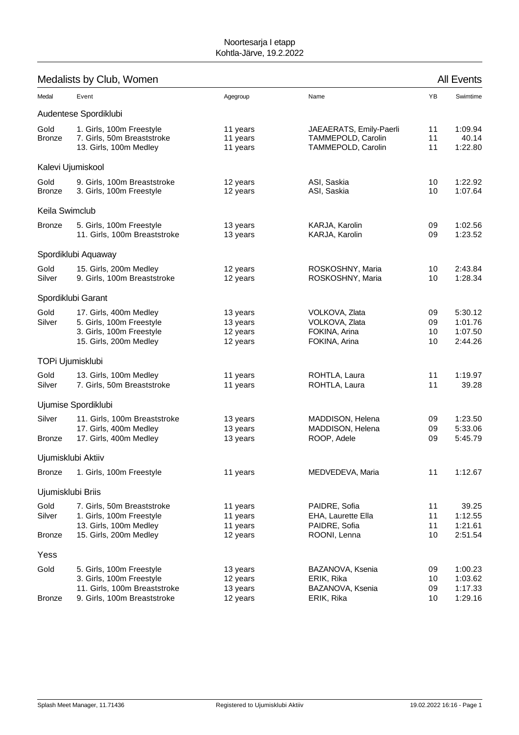Noortesarja I etapp
Kohtla-Järve, 19.2.2022

## Medalists by Club, Women

All Events

| Medal | Event | Agegroup | Name | YB | Swimtime |
|---|---|---|---|---|---|
| **Audentese Spordiklubi** | | | | | |
| Gold | 1. Girls, 100m Freestyle | 11 years | JAEAERATS, Emily-Paerli | 11 | 1:09.94 |
| Bronze | 7. Girls, 50m Breaststroke | 11 years | TAMMEPOLD, Carolin | 11 | 40.14 |
| | 13. Girls, 100m Medley | 11 years | TAMMEPOLD, Carolin | 11 | 1:22.80 |
| **Kalevi Ujumiskool** | | | | | |
| Gold | 9. Girls, 100m Breaststroke | 12 years | ASI, Saskia | 10 | 1:22.92 |
| Bronze | 3. Girls, 100m Freestyle | 12 years | ASI, Saskia | 10 | 1:07.64 |
| **Keila Swimclub** | | | | | |
| Bronze | 5. Girls, 100m Freestyle | 13 years | KARJA, Karolin | 09 | 1:02.56 |
| | 11. Girls, 100m Breaststroke | 13 years | KARJA, Karolin | 09 | 1:23.52 |
| **Spordiklubi Aquaway** | | | | | |
| Gold | 15. Girls, 200m Medley | 12 years | ROSKOSHNY, Maria | 10 | 2:43.84 |
| Silver | 9. Girls, 100m Breaststroke | 12 years | ROSKOSHNY, Maria | 10 | 1:28.34 |
| **Spordiklubi Garant** | | | | | |
| Gold | 17. Girls, 400m Medley | 13 years | VOLKOVA, Zlata | 09 | 5:30.12 |
| Silver | 5. Girls, 100m Freestyle | 13 years | VOLKOVA, Zlata | 09 | 1:01.76 |
| | 3. Girls, 100m Freestyle | 12 years | FOKINA, Arina | 10 | 1:07.50 |
| | 15. Girls, 200m Medley | 12 years | FOKINA, Arina | 10 | 2:44.26 |
| **TOPi Ujumisklubi** | | | | | |
| Gold | 13. Girls, 100m Medley | 11 years | ROHTLA, Laura | 11 | 1:19.97 |
| Silver | 7. Girls, 50m Breaststroke | 11 years | ROHTLA, Laura | 11 | 39.28 |
| **Ujumise Spordiklubi** | | | | | |
| Silver | 11. Girls, 100m Breaststroke | 13 years | MADDISON, Helena | 09 | 1:23.50 |
| | 17. Girls, 400m Medley | 13 years | MADDISON, Helena | 09 | 5:33.06 |
| Bronze | 17. Girls, 400m Medley | 13 years | ROOP, Adele | 09 | 5:45.79 |
| **Ujumisklubi Aktiiv** | | | | | |
| Bronze | 1. Girls, 100m Freestyle | 11 years | MEDVEDEVA, Maria | 11 | 1:12.67 |
| **Ujumisklubi Briis** | | | | | |
| Gold | 7. Girls, 50m Breaststroke | 11 years | PAIDRE, Sofia | 11 | 39.25 |
| Silver | 1. Girls, 100m Freestyle | 11 years | EHA, Laurette Ella | 11 | 1:12.55 |
| | 13. Girls, 100m Medley | 11 years | PAIDRE, Sofia | 11 | 1:21.61 |
| Bronze | 15. Girls, 200m Medley | 12 years | ROONI, Lenna | 10 | 2:51.54 |
| **Yess** | | | | | |
| Gold | 5. Girls, 100m Freestyle | 13 years | BAZANOVA, Ksenia | 09 | 1:00.23 |
| | 3. Girls, 100m Freestyle | 12 years | ERIK, Rika | 10 | 1:03.62 |
| | 11. Girls, 100m Breaststroke | 13 years | BAZANOVA, Ksenia | 09 | 1:17.33 |
| Bronze | 9. Girls, 100m Breaststroke | 12 years | ERIK, Rika | 10 | 1:29.16 |

Splash Meet Manager, 11.71436 &nbsp;&nbsp; Registered to Ujumisklubi Aktiiv &nbsp;&nbsp; 19.02.2022 16:16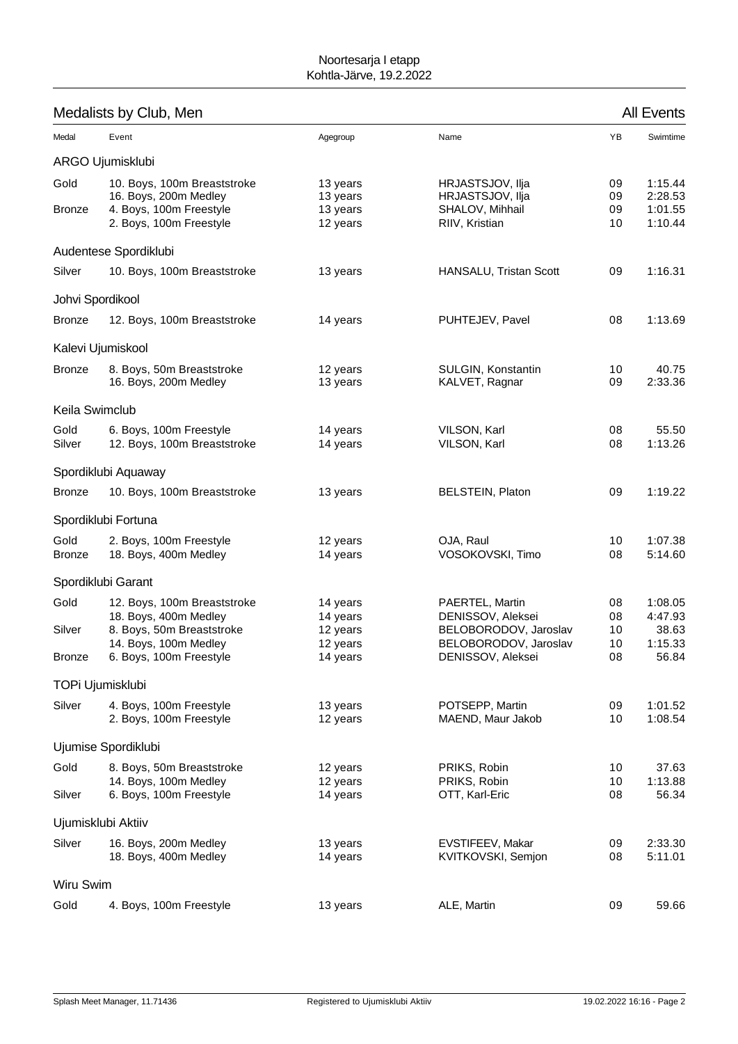Noortesarja I etapp
Kohtla-Järve, 19.2.2022

## Medalists by Club, Men

All Events

| Medal | Event | Agegroup | Name | YB | Swimtime |
|---|---|---|---|---|---|
| **ARGO Ujumisklubi** | | | | | |
| Gold | 10. Boys, 100m Breaststroke | 13 years | HRJASTSJOV, Ilja | 09 | 1:15.44 |
| | 16. Boys, 200m Medley | 13 years | HRJASTSJOV, Ilja | 09 | 2:28.53 |
| Bronze | 4. Boys, 100m Freestyle | 13 years | SHALOV, Mihhail | 09 | 1:01.55 |
| | 2. Boys, 100m Freestyle | 12 years | RIIV, Kristian | 10 | 1:10.44 |
| **Audentese Spordiklubi** | | | | | |
| Silver | 10. Boys, 100m Breaststroke | 13 years | HANSALU, Tristan Scott | 09 | 1:16.31 |
| **Johvi Spordikool** | | | | | |
| Bronze | 12. Boys, 100m Breaststroke | 14 years | PUHTEJEV, Pavel | 08 | 1:13.69 |
| **Kalevi Ujumiskool** | | | | | |
| Bronze | 8. Boys, 50m Breaststroke | 12 years | SULGIN, Konstantin | 10 | 40.75 |
| | 16. Boys, 200m Medley | 13 years | KALVET, Ragnar | 09 | 2:33.36 |
| **Keila Swimclub** | | | | | |
| Gold | 6. Boys, 100m Freestyle | 14 years | VILSON, Karl | 08 | 55.50 |
| Silver | 12. Boys, 100m Breaststroke | 14 years | VILSON, Karl | 08 | 1:13.26 |
| **Spordiklubi Aquaway** | | | | | |
| Bronze | 10. Boys, 100m Breaststroke | 13 years | BELSTEIN, Platon | 09 | 1:19.22 |
| **Spordiklubi Fortuna** | | | | | |
| Gold | 2. Boys, 100m Freestyle | 12 years | OJA, Raul | 10 | 1:07.38 |
| Bronze | 18. Boys, 400m Medley | 14 years | VOSOKOVSKI, Timo | 08 | 5:14.60 |
| **Spordiklubi Garant** | | | | | |
| Gold | 12. Boys, 100m Breaststroke | 14 years | PAERTEL, Martin | 08 | 1:08.05 |
| | 18. Boys, 400m Medley | 14 years | DENISSOV, Aleksei | 08 | 4:47.93 |
| Silver | 8. Boys, 50m Breaststroke | 12 years | BELOBORODOV, Jaroslav | 10 | 38.63 |
| | 14. Boys, 100m Medley | 12 years | BELOBORODOV, Jaroslav | 10 | 1:15.33 |
| Bronze | 6. Boys, 100m Freestyle | 14 years | DENISSOV, Aleksei | 08 | 56.84 |
| **TOPi Ujumisklubi** | | | | | |
| Silver | 4. Boys, 100m Freestyle | 13 years | POTSEPP, Martin | 09 | 1:01.52 |
| | 2. Boys, 100m Freestyle | 12 years | MAEND, Maur Jakob | 10 | 1:08.54 |
| **Ujumise Spordiklubi** | | | | | |
| Gold | 8. Boys, 50m Breaststroke | 12 years | PRIKS, Robin | 10 | 37.63 |
| | 14. Boys, 100m Medley | 12 years | PRIKS, Robin | 10 | 1:13.88 |
| Silver | 6. Boys, 100m Freestyle | 14 years | OTT, Karl-Eric | 08 | 56.34 |
| **Ujumisklubi Aktiiv** | | | | | |
| Silver | 16. Boys, 200m Medley | 13 years | EVSTIFEEV, Makar | 09 | 2:33.30 |
| | 18. Boys, 400m Medley | 14 years | KVITKOVSKI, Semjon | 08 | 5:11.01 |
| **Wiru Swim** | | | | | |
| Gold | 4. Boys, 100m Freestyle | 13 years | ALE, Martin | 09 | 59.66 |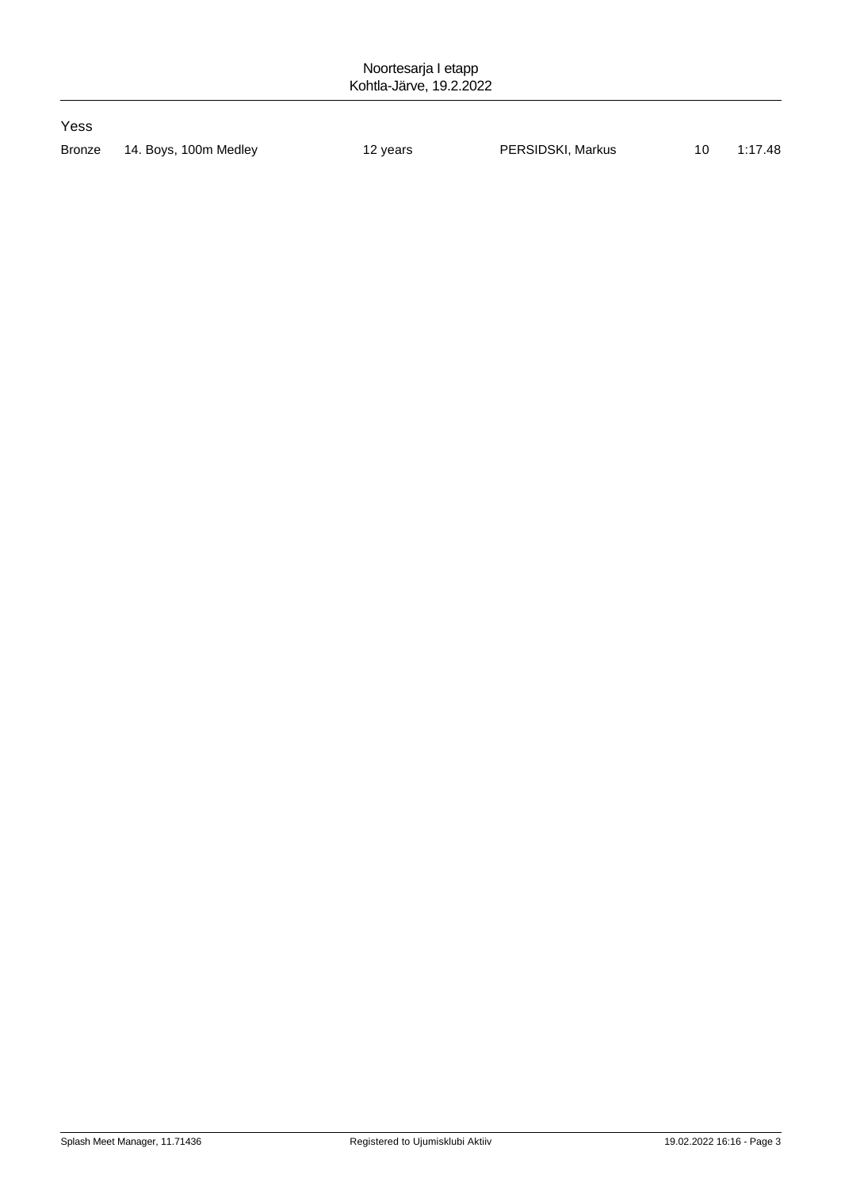Yess

| | | | | | |
|---|---|---|---|---|---|
| Bronze | 14. Boys, 100m Medley | 12 years | PERSIDSKI, Markus | 10 | 1:17.48 |